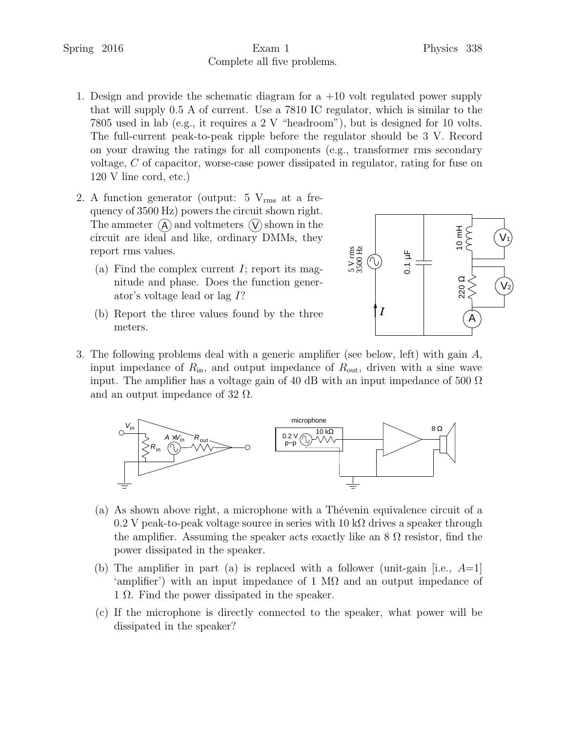Spring 2016 Exam 1 Physics 338

Complete all five problems.

1. Design and provide the schematic diagram for a +10 volt regulated power supply that will supply 0.5 A of current. Use a 7810 IC regulator, which is similar to the 7805 used in lab (e.g., it requires a 2 V "headroom"), but is designed for 10 volts. The full-current peak-to-peak ripple before the regulator should be 3 V. Record on your drawing the ratings for all components (e.g., transformer rms secondary voltage, $C$ of capacitor, worse-case power dissipated in regulator, rating for fuse on 120 V line cord, etc.)

2. A function generator (output: 5 $V_{rms}$ at a frequency of 3500 Hz) powers the circuit shown right. The ammeter (A) and voltmeters (V) shown in the circuit are ideal and like, ordinary DMMs, they report rms values.

   (a) Find the complex current $I$; report its magnitude and phase. Does the function generator's voltage lead or lag $I$?

   (b) Report the three values found by the three meters.

3. The following problems deal with a generic amplifier (see below, left) with gain $A$, input impedance of $R_{in}$, and output impedance of $R_{out}$, driven with a sine wave input. The amplifier has a voltage gain of 40 dB with an input impedance of 500 Ω and an output impedance of 32 Ω.

   (a) As shown above right, a microphone with a Thévenin equivalence circuit of a 0.2 V peak-to-peak voltage source in series with 10 kΩ drives a speaker through the amplifier. Assuming the speaker acts exactly like an 8 Ω resistor, find the power dissipated in the speaker.

   (b) The amplifier in part (a) is replaced with a follower (unit-gain [i.e., $A$=1] 'amplifier') with an input impedance of 1 MΩ and an output impedance of 1 Ω. Find the power dissipated in the speaker.

   (c) If the microphone is directly connected to the speaker, what power will be dissipated in the speaker?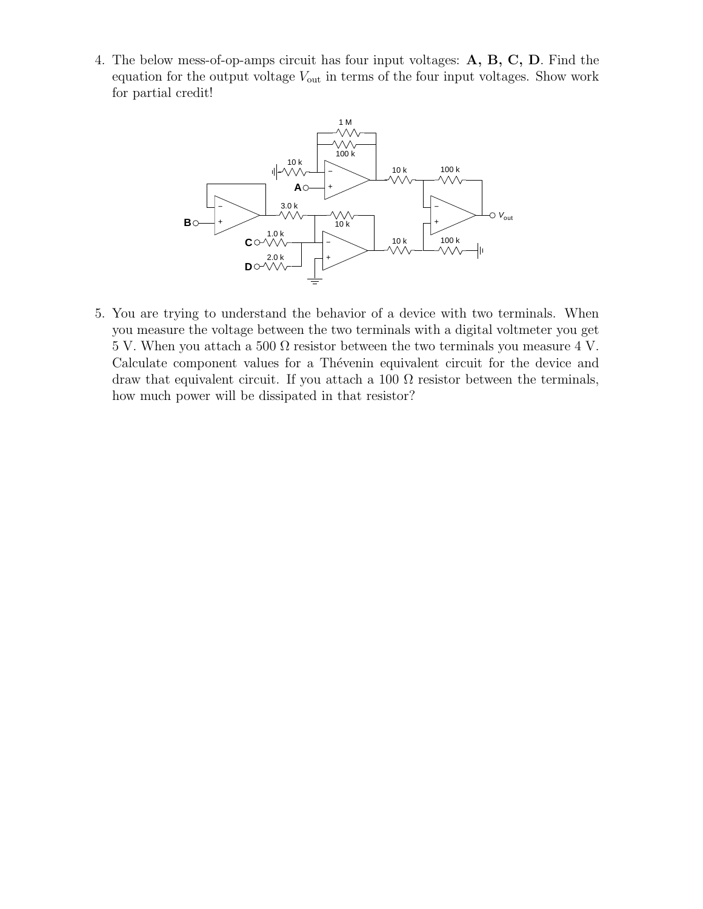4. The below mess-of-op-amps circuit has four input voltages: **A, B, C, D**. Find the equation for the output voltage $V_{\text{out}}$ in terms of the four input voltages. Show work for partial credit!

1 M

100 k

10 k

A

10 k

100 k

B

3.0 k

10 k

$V_{\text{out}}$

C

1.0 k

10 k

100 k

D

2.0 k

5. You are trying to understand the behavior of a device with two terminals. When you measure the voltage between the two terminals with a digital voltmeter you get 5 V. When you attach a 500 Ω resistor between the two terminals you measure 4 V. Calculate component values for a Thévenin equivalent circuit for the device and draw that equivalent circuit. If you attach a 100 Ω resistor between the terminals, how much power will be dissipated in that resistor?